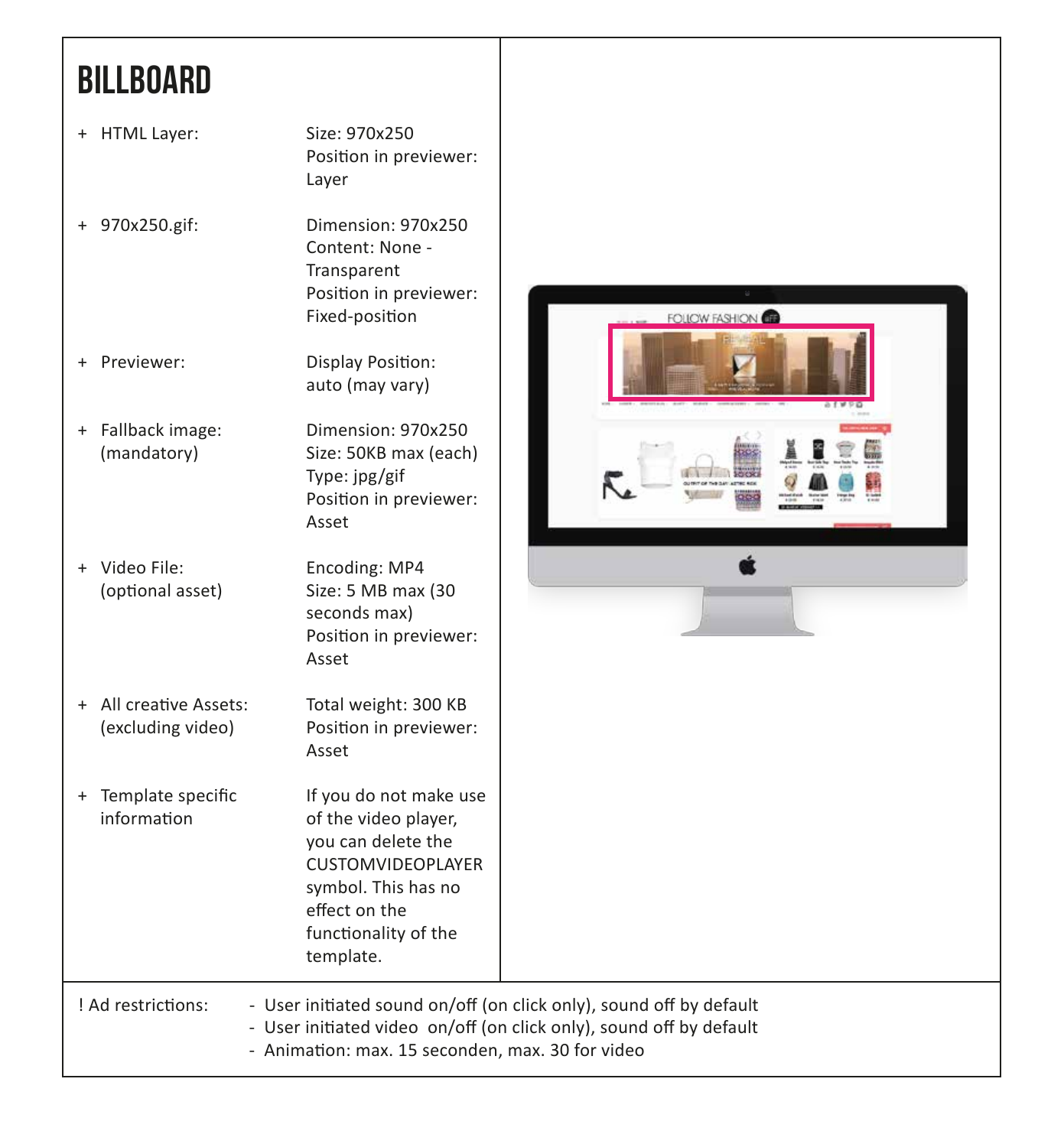# BILLBOARD

| | |
|---|---|
| + HTML Layer: | Size: 970x250<br>Position in previewer: Layer |
| + 970x250.gif: | Dimension: 970x250<br>Content: None - Transparent<br>Position in previewer: Fixed-position |
| + Previewer: | Display Position: auto (may vary) |
| + Fallback image: (mandatory) | Dimension: 970x250<br>Size: 50KB max (each)<br>Type: jpg/gif<br>Position in previewer: Asset |
| + Video File: (optional asset) | Encoding: MP4<br>Size: 5 MB max (30 seconds max)<br>Position in previewer: Asset |
| + All creative Assets: (excluding video) | Total weight: 300 KB<br>Position in previewer: Asset |
| + Template specific information | If you do not make use of the video player, you can delete the CUSTOMVIDEOPLAYER symbol. This has no effect on the functionality of the template. |

! Ad restrictions:

- User initiated sound on/off (on click only), sound off by default
- User initiated video on/off (on click only), sound off by default
- Animation: max. 15 seconden, max. 30 for video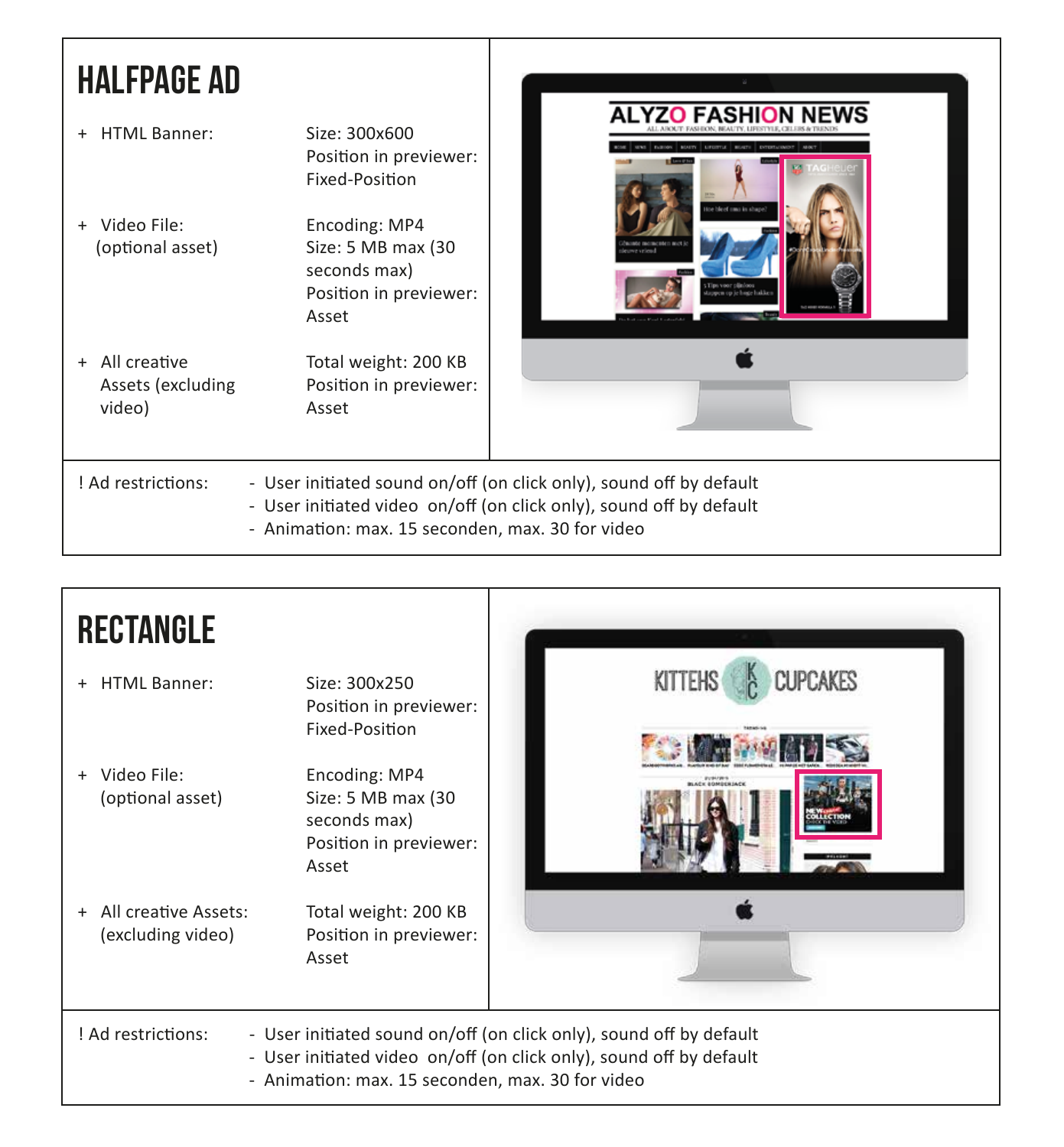## HALFPAGE AD

| | |
|---|---|
| + HTML Banner: | Size: 300x600<br>Position in previewer: Fixed-Position |
| + Video File: (optional asset) | Encoding: MP4<br>Size: 5 MB max (30 seconds max)<br>Position in previewer: Asset |
| + All creative Assets (excluding video) | Total weight: 200 KB<br>Position in previewer: Asset |

! Ad restrictions:

- User initiated sound on/off (on click only), sound off by default
- User initiated video on/off (on click only), sound off by default
- Animation: max. 15 seconden, max. 30 for video

## RECTANGLE

| | |
|---|---|
| + HTML Banner: | Size: 300x250<br>Position in previewer: Fixed-Position |
| + Video File: (optional asset) | Encoding: MP4<br>Size: 5 MB max (30 seconds max)<br>Position in previewer: Asset |
| + All creative Assets: (excluding video) | Total weight: 200 KB<br>Position in previewer: Asset |

! Ad restrictions:

- User initiated sound on/off (on click only), sound off by default
- User initiated video on/off (on click only), sound off by default
- Animation: max. 15 seconden, max. 30 for video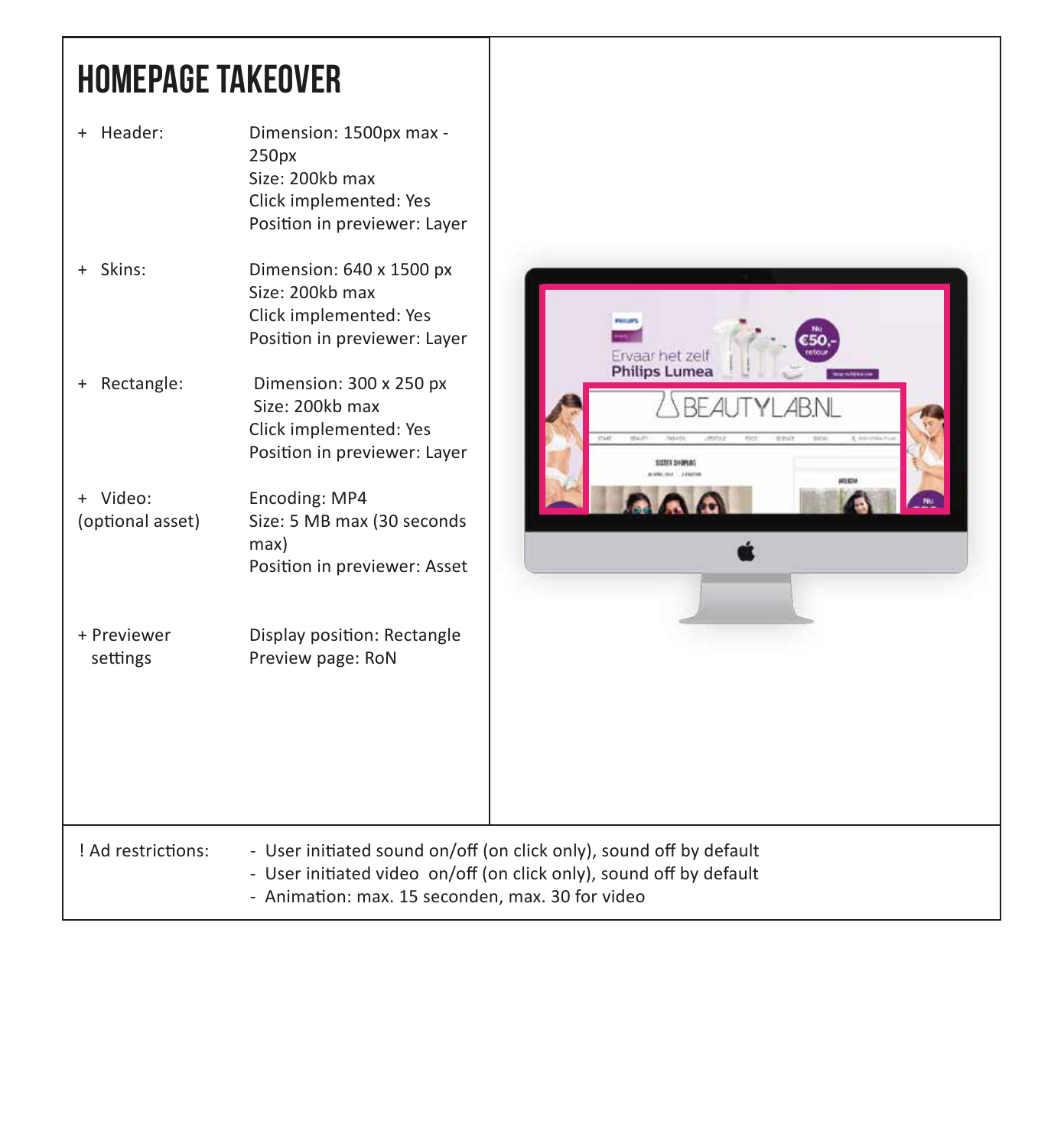# HOMEPAGE TAKEOVER

| | |
|---|---|
| + Header: | Dimension: 1500px max - 250px<br>Size: 200kb max<br>Click implemented: Yes<br>Position in previewer: Layer |
| + Skins: | Dimension: 640 x 1500 px<br>Size: 200kb max<br>Click implemented: Yes<br>Position in previewer: Layer |
| + Rectangle: | Dimension: 300 x 250 px<br>Size: 200kb max<br>Click implemented: Yes<br>Position in previewer: Layer |
| + Video: (optional asset) | Encoding: MP4<br>Size: 5 MB max (30 seconds max)<br>Position in previewer: Asset |
| + Previewer settings | Display position: Rectangle<br>Preview page: RoN |

! Ad restrictions:

- User initiated sound on/off (on click only), sound off by default
- User initiated video on/off (on click only), sound off by default
- Animation: max. 15 seconden, max. 30 for video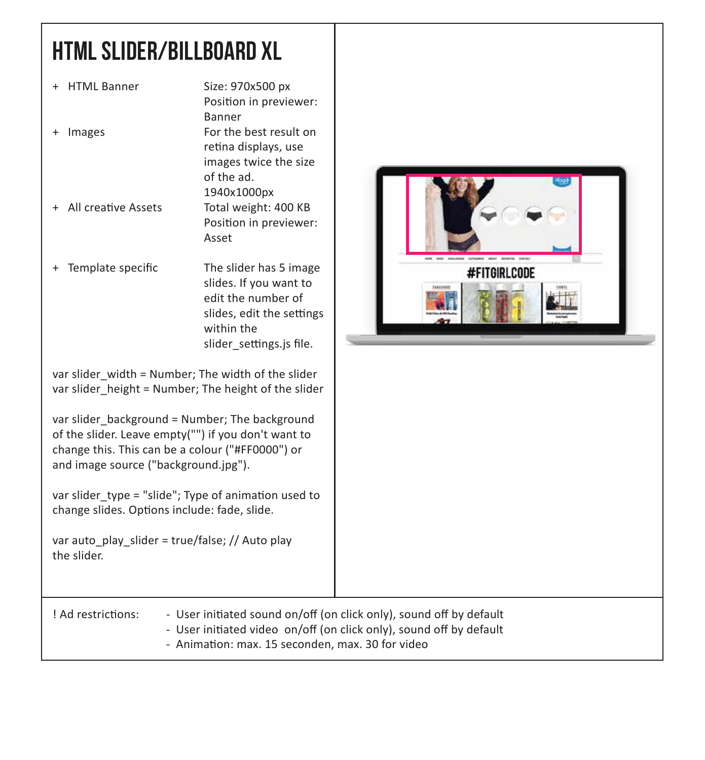# HTML SLIDER/BILLBOARD XL

| | |
|---|---|
| + HTML Banner | Size: 970x500 px<br>Position in previewer: Banner |
| + Images | For the best result on retina displays, use images twice the size of the ad.<br>1940x1000px |
| + All creative Assets | Total weight: 400 KB<br>Position in previewer: Asset |
| + Template specific | The slider has 5 image slides. If you want to edit the number of slides, edit the settings within the slider_settings.js file. |

var slider_width = Number; The width of the slider
var slider_height = Number; The height of the slider

var slider_background = Number; The background of the slider. Leave empty("") if you don't want to change this. This can be a colour ("#FF0000") or and image source ("background.jpg").

var slider_type = "slide"; Type of animation used to change slides. Options include: fade, slide.

var auto_play_slider = true/false; // Auto play the slider.

! Ad restrictions:

- User initiated sound on/off (on click only), sound off by default
- User initiated video on/off (on click only), sound off by default
- Animation: max. 15 seconden, max. 30 for video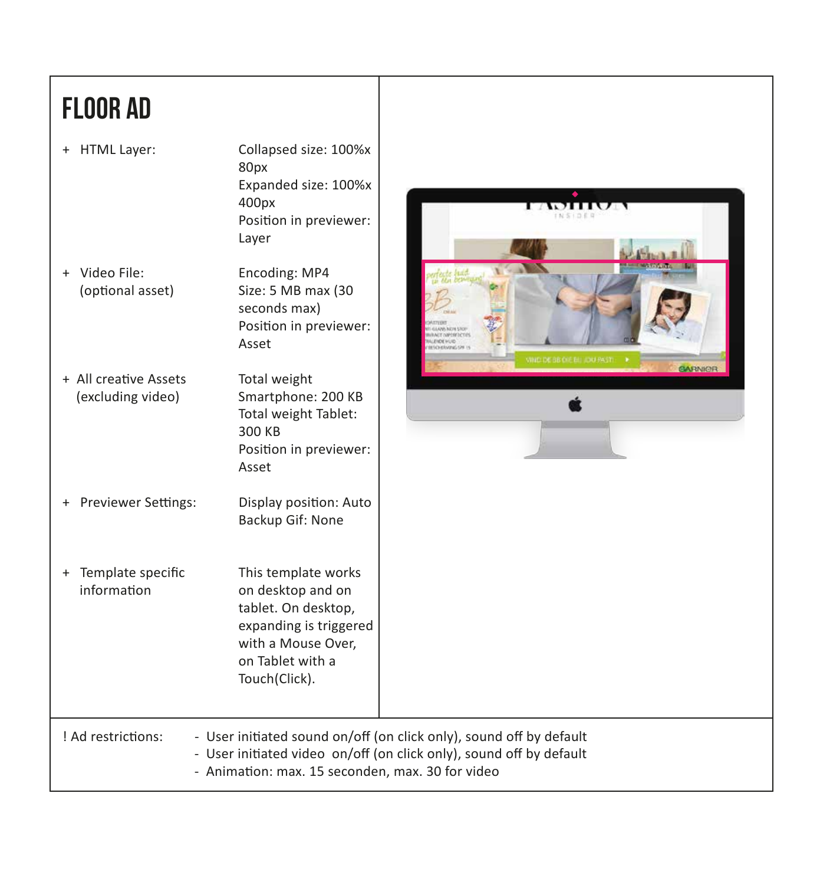# FLOOR AD

| | |
|---|---|
| + HTML Layer: | Collapsed size: 100%x 80px<br>Expanded size: 100%x 400px<br>Position in previewer: Layer |
| + Video File: (optional asset) | Encoding: MP4<br>Size: 5 MB max (30 seconds max)<br>Position in previewer: Asset |
| + All creative Assets (excluding video) | Total weight Smartphone: 200 KB<br>Total weight Tablet: 300 KB<br>Position in previewer: Asset |
| + Previewer Settings: | Display position: Auto<br>Backup Gif: None |
| + Template specific information | This template works on desktop and on tablet. On desktop, expanding is triggered with a Mouse Over, on Tablet with a Touch(Click). |

! Ad restrictions:

- User initiated sound on/off (on click only), sound off by default
- User initiated video on/off (on click only), sound off by default
- Animation: max. 15 seconden, max. 30 for video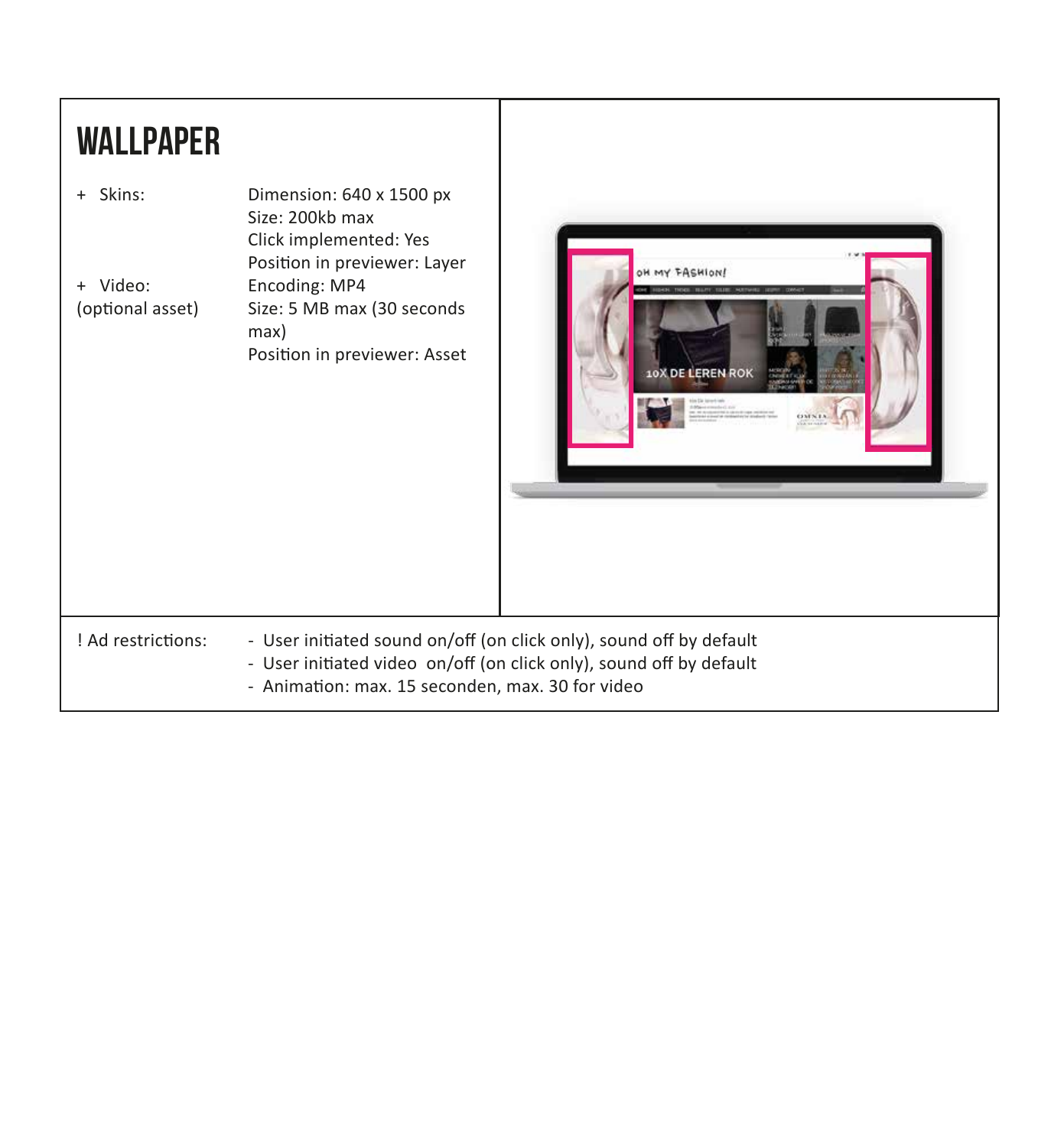# WALLPAPER

| | |
|---|---|
| + Skins: | Dimension: 640 x 1500 px<br>Size: 200kb max<br>Click implemented: Yes<br>Position in previewer: Layer |
| + Video:<br>(optional asset) | Encoding: MP4<br>Size: 5 MB max (30 seconds max)<br>Position in previewer: Asset |

! Ad restrictions:

- User initiated sound on/off (on click only), sound off by default
- User initiated video on/off (on click only), sound off by default
- Animation: max. 15 seconden, max. 30 for video